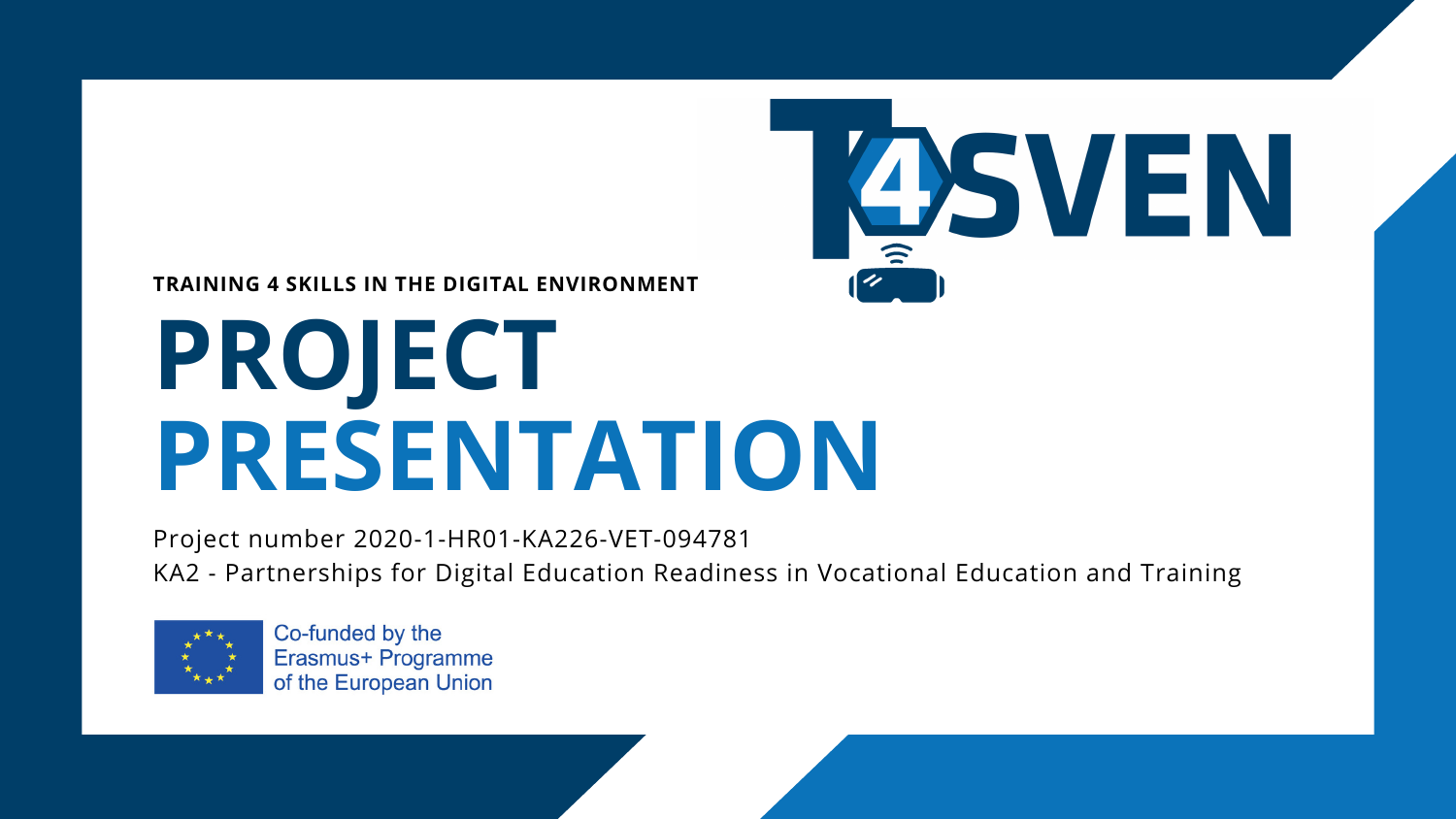T4SVEN

**TRAINING 4 SKILLS IN THE DIGITAL ENVIRONMENT**

# PROJECT PRESENTATION

Project number 2020-1-HR01-KA226-VET-094781

KA2 - Partnerships for Digital Education Readiness in Vocational Education and Training

Co-funded by the Erasmus+ Programme of the European Union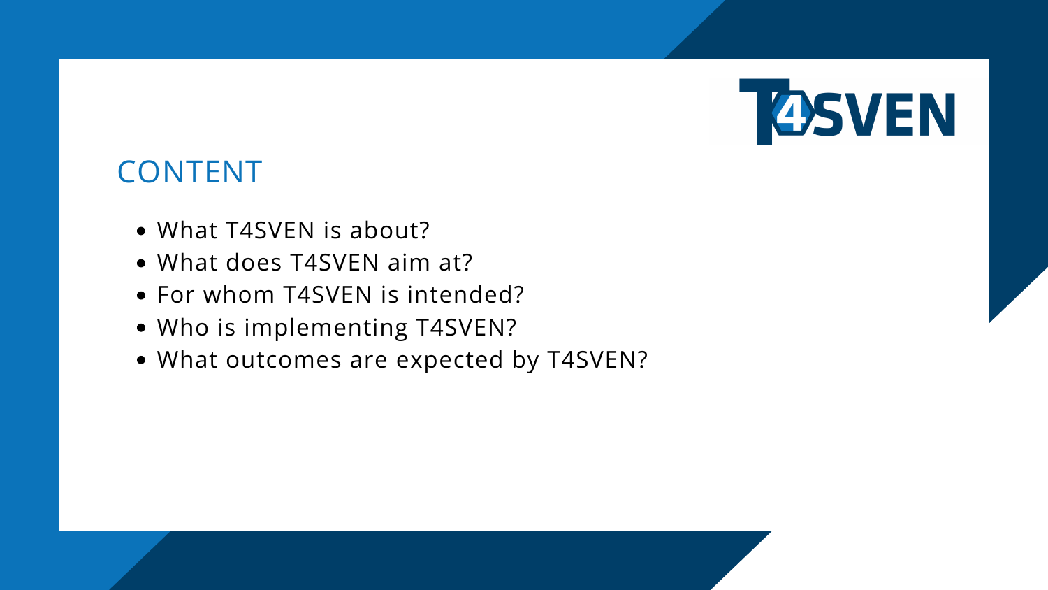## CONTENT

- What T4SVEN is about?
- What does T4SVEN aim at?
- For whom T4SVEN is intended?
- Who is implementing T4SVEN?
- What outcomes are expected by T4SVEN?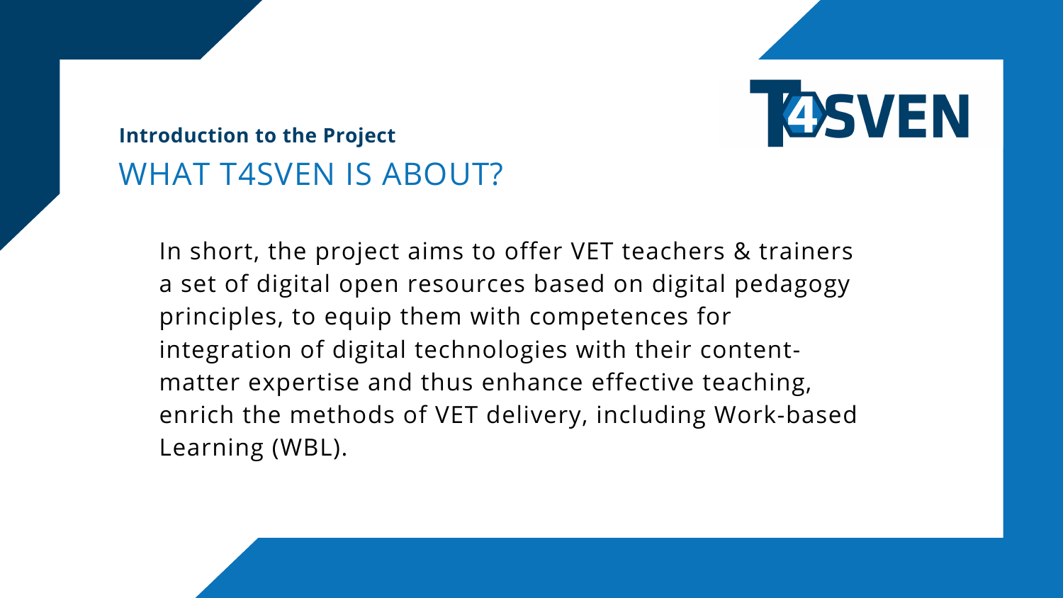**Introduction to the Project**

## WHAT T4SVEN IS ABOUT?

In short, the project aims to offer VET teachers & trainers a set of digital open resources based on digital pedagogy principles, to equip them with competences for integration of digital technologies with their content-matter expertise and thus enhance effective teaching, enrich the methods of VET delivery, including Work-based Learning (WBL).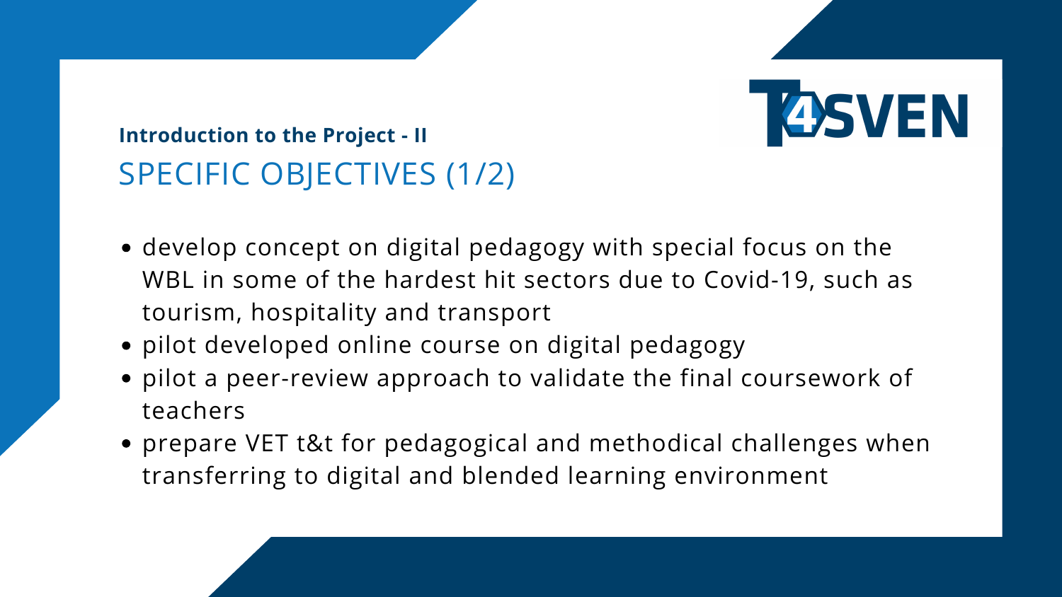### Introduction to the Project - II

## SPECIFIC OBJECTIVES (1/2)

- develop concept on digital pedagogy with special focus on the WBL in some of the hardest hit sectors due to Covid-19, such as tourism, hospitality and transport
- pilot developed online course on digital pedagogy
- pilot a peer-review approach to validate the final coursework of teachers
- prepare VET t&t for pedagogical and methodical challenges when transferring to digital and blended learning environment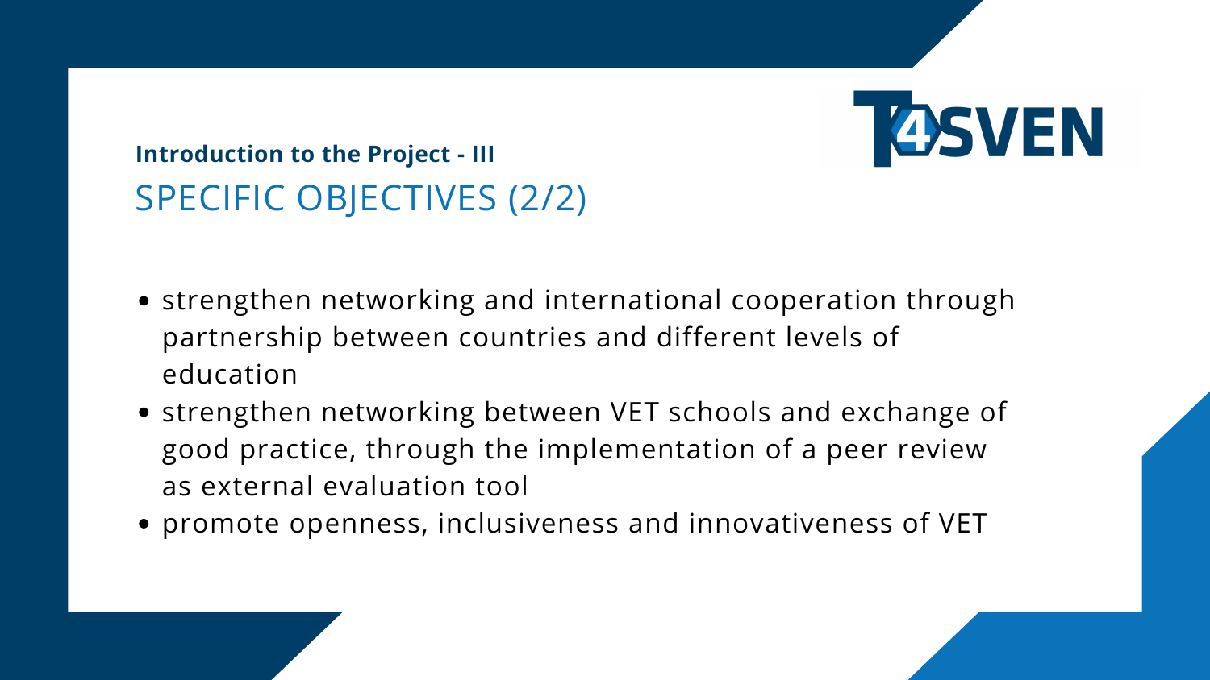**Introduction to the Project - III**

## SPECIFIC OBJECTIVES (2/2)

- strengthen networking and international cooperation through partnership between countries and different levels of education
- strengthen networking between VET schools and exchange of good practice, through the implementation of a peer review as external evaluation tool
- promote openness, inclusiveness and innovativeness of VET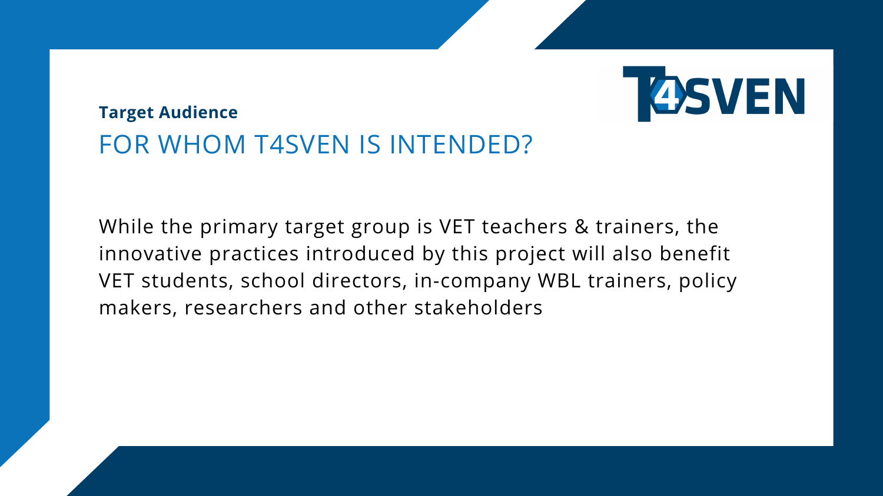**Target Audience**

## FOR WHOM T4SVEN IS INTENDED?

While the primary target group is VET teachers & trainers, the innovative practices introduced by this project will also benefit VET students, school directors, in-company WBL trainers, policy makers, researchers and other stakeholders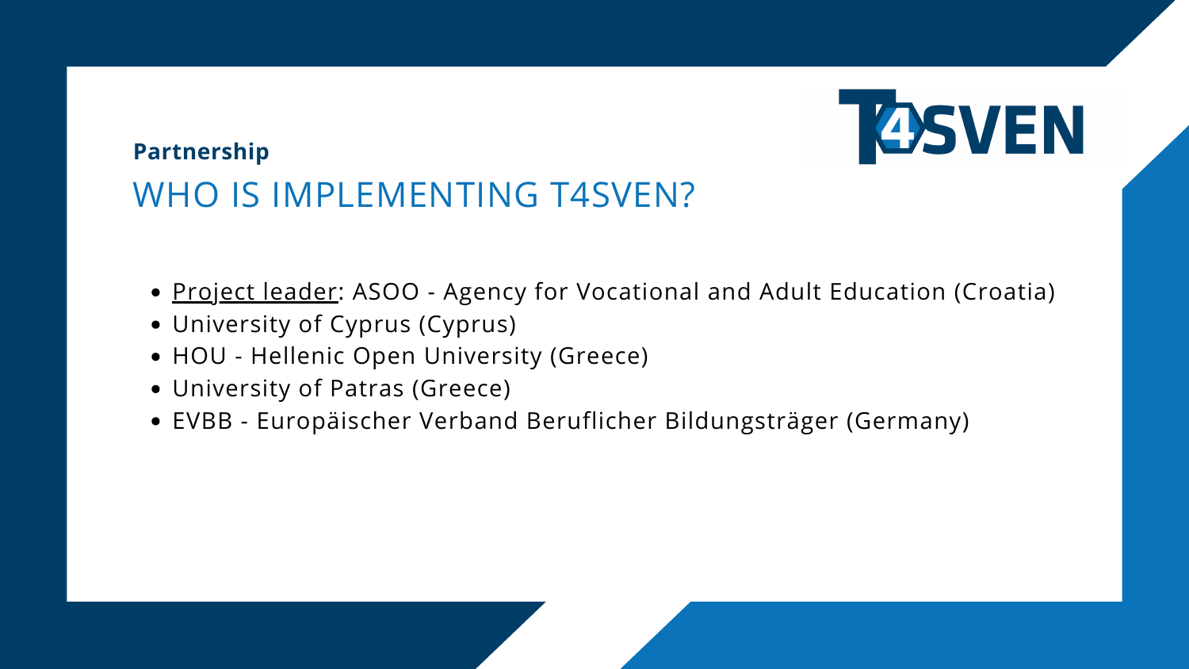**Partnership**

# WHO IS IMPLEMENTING T4SVEN?

- Project leader: ASOO - Agency for Vocational and Adult Education (Croatia)
- University of Cyprus (Cyprus)
- HOU - Hellenic Open University (Greece)
- University of Patras (Greece)
- EVBB - Europäischer Verband Beruflicher Bildungsträger (Germany)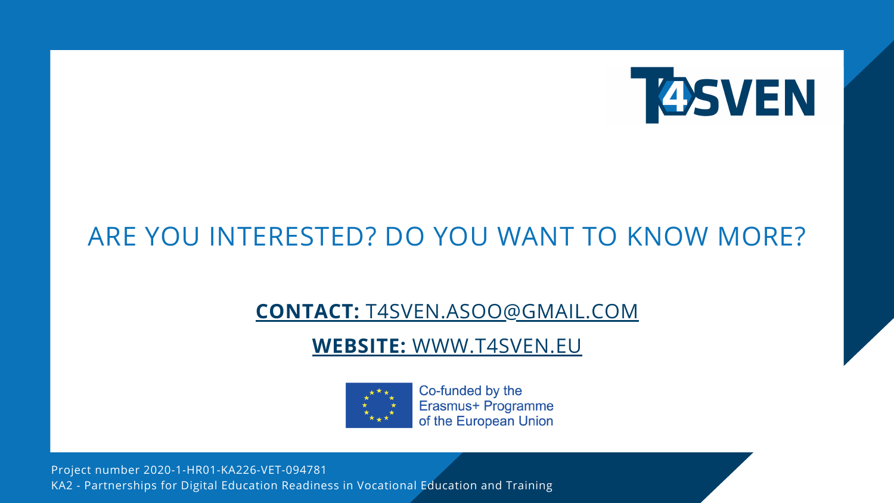T4SVEN

# ARE YOU INTERESTED? DO YOU WANT TO KNOW MORE?

**CONTACT:** T4SVEN.ASOO@GMAIL.COM

**WEBSITE:** WWW.T4SVEN.EU

Co-funded by the Erasmus+ Programme of the European Union

Project number 2020-1-HR01-KA226-VET-094781
KA2 - Partnerships for Digital Education Readiness in Vocational Education and Training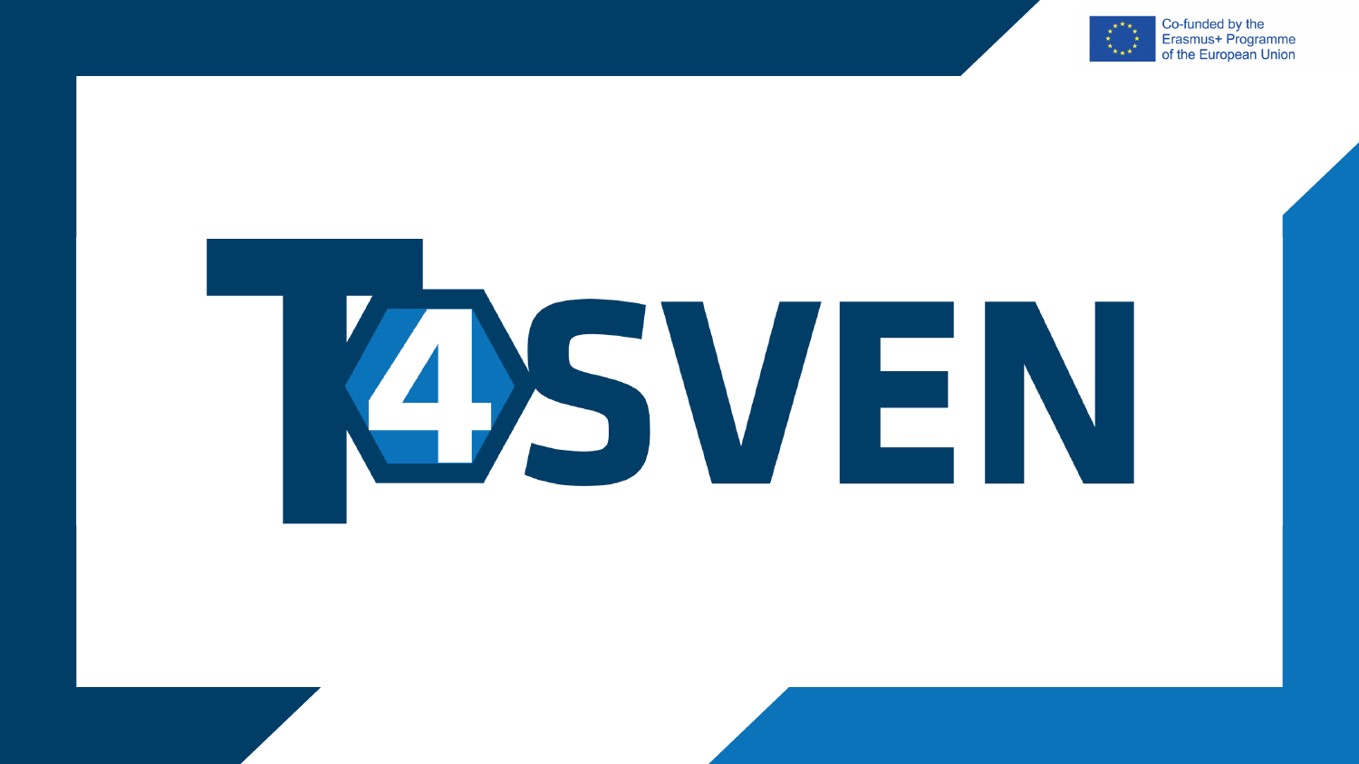Co-funded by the Erasmus+ Programme of the European Union

# T4SVEN